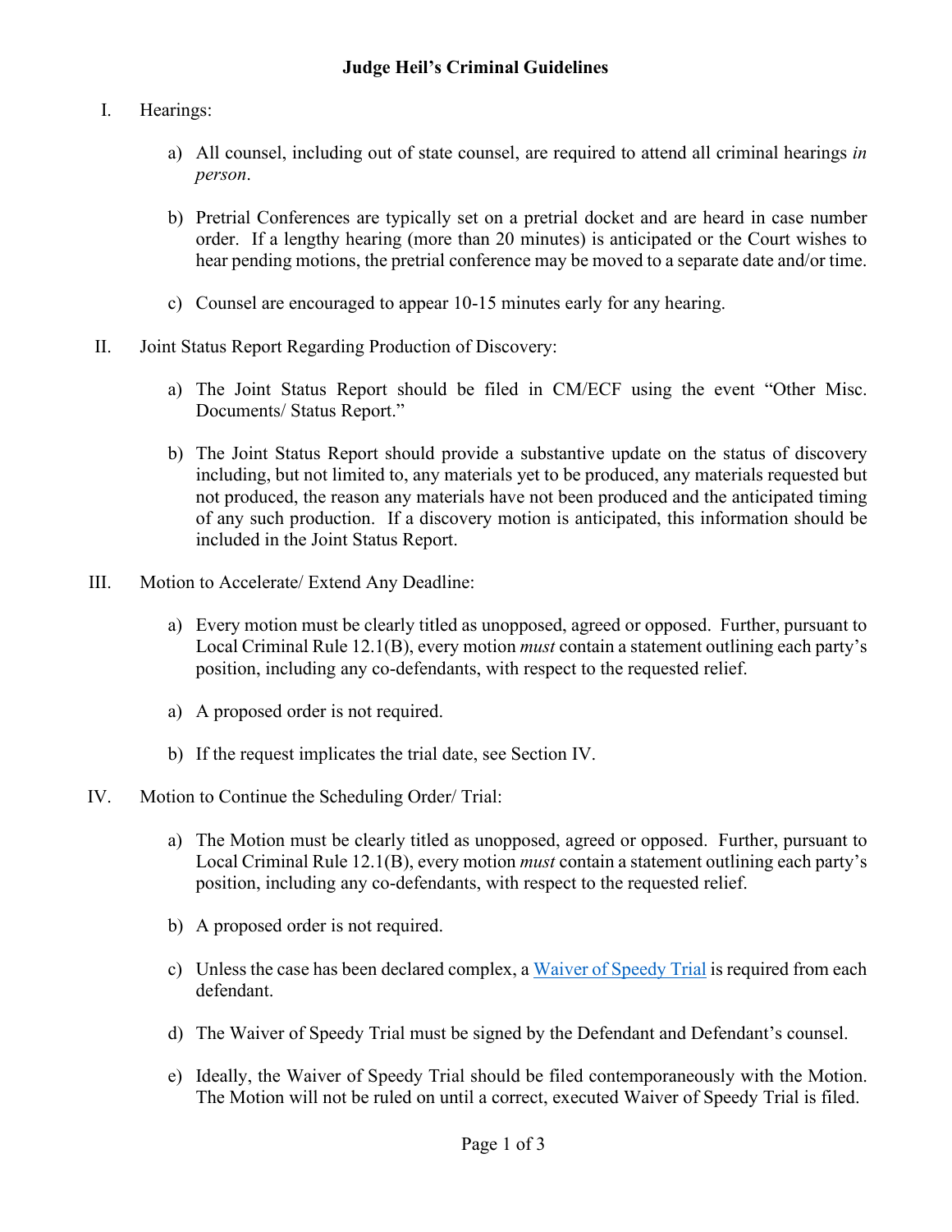# Judge Heil's Criminal Guidelines

I. Hearings:

a) All counsel, including out of state counsel, are required to attend all criminal hearings *in person*.

b) Pretrial Conferences are typically set on a pretrial docket and are heard in case number order. If a lengthy hearing (more than 20 minutes) is anticipated or the Court wishes to hear pending motions, the pretrial conference may be moved to a separate date and/or time.

c) Counsel are encouraged to appear 10-15 minutes early for any hearing.

II. Joint Status Report Regarding Production of Discovery:

a) The Joint Status Report should be filed in CM/ECF using the event "Other Misc. Documents/ Status Report."

b) The Joint Status Report should provide a substantive update on the status of discovery including, but not limited to, any materials yet to be produced, any materials requested but not produced, the reason any materials have not been produced and the anticipated timing of any such production. If a discovery motion is anticipated, this information should be included in the Joint Status Report.

III. Motion to Accelerate/ Extend Any Deadline:

a) Every motion must be clearly titled as unopposed, agreed or opposed. Further, pursuant to Local Criminal Rule 12.1(B), every motion *must* contain a statement outlining each party's position, including any co-defendants, with respect to the requested relief.

a) A proposed order is not required.

b) If the request implicates the trial date, see Section IV.

IV. Motion to Continue the Scheduling Order/ Trial:

a) The Motion must be clearly titled as unopposed, agreed or opposed. Further, pursuant to Local Criminal Rule 12.1(B), every motion *must* contain a statement outlining each party's position, including any co-defendants, with respect to the requested relief.

b) A proposed order is not required.

c) Unless the case has been declared complex, a Waiver of Speedy Trial is required from each defendant.

d) The Waiver of Speedy Trial must be signed by the Defendant and Defendant's counsel.

e) Ideally, the Waiver of Speedy Trial should be filed contemporaneously with the Motion. The Motion will not be ruled on until a correct, executed Waiver of Speedy Trial is filed.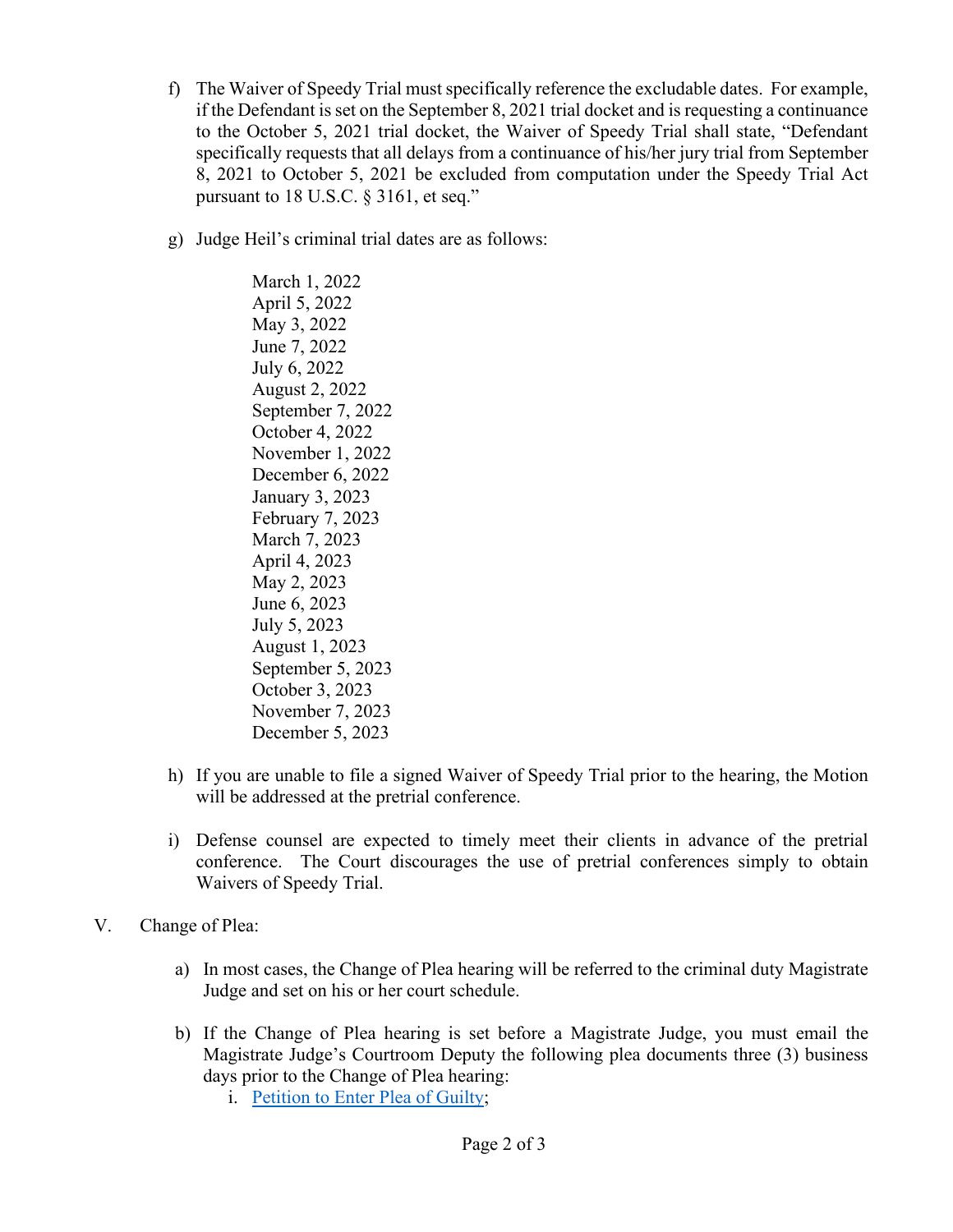f) The Waiver of Speedy Trial must specifically reference the excludable dates. For example, if the Defendant is set on the September 8, 2021 trial docket and is requesting a continuance to the October 5, 2021 trial docket, the Waiver of Speedy Trial shall state, "Defendant specifically requests that all delays from a continuance of his/her jury trial from September 8, 2021 to October 5, 2021 be excluded from computation under the Speedy Trial Act pursuant to 18 U.S.C. § 3161, et seq."

g) Judge Heil's criminal trial dates are as follows:

March 1, 2022
April 5, 2022
May 3, 2022
June 7, 2022
July 6, 2022
August 2, 2022
September 7, 2022
October 4, 2022
November 1, 2022
December 6, 2022
January 3, 2023
February 7, 2023
March 7, 2023
April 4, 2023
May 2, 2023
June 6, 2023
July 5, 2023
August 1, 2023
September 5, 2023
October 3, 2023
November 7, 2023
December 5, 2023

h) If you are unable to file a signed Waiver of Speedy Trial prior to the hearing, the Motion will be addressed at the pretrial conference.

i) Defense counsel are expected to timely meet their clients in advance of the pretrial conference. The Court discourages the use of pretrial conferences simply to obtain Waivers of Speedy Trial.

V. Change of Plea:

a) In most cases, the Change of Plea hearing will be referred to the criminal duty Magistrate Judge and set on his or her court schedule.

b) If the Change of Plea hearing is set before a Magistrate Judge, you must email the Magistrate Judge's Courtroom Deputy the following plea documents three (3) business days prior to the Change of Plea hearing:

   i. Petition to Enter Plea of Guilty;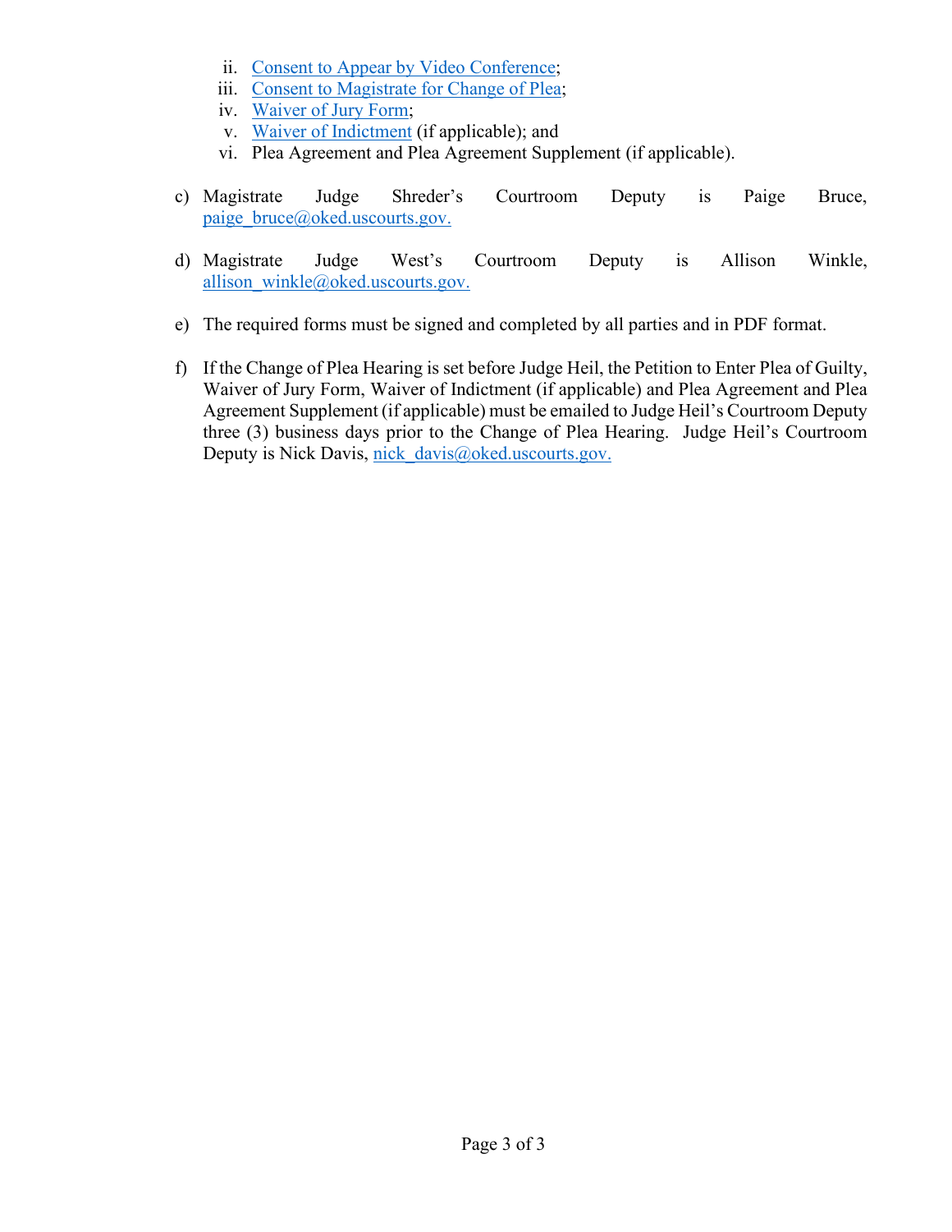ii. Consent to Appear by Video Conference;
iii. Consent to Magistrate for Change of Plea;
iv. Waiver of Jury Form;
v. Waiver of Indictment (if applicable); and
vi. Plea Agreement and Plea Agreement Supplement (if applicable).

c) Magistrate Judge Shreder's Courtroom Deputy is Paige Bruce, paige_bruce@oked.uscourts.gov.

d) Magistrate Judge West's Courtroom Deputy is Allison Winkle, allison_winkle@oked.uscourts.gov.

e) The required forms must be signed and completed by all parties and in PDF format.

f) If the Change of Plea Hearing is set before Judge Heil, the Petition to Enter Plea of Guilty, Waiver of Jury Form, Waiver of Indictment (if applicable) and Plea Agreement and Plea Agreement Supplement (if applicable) must be emailed to Judge Heil's Courtroom Deputy three (3) business days prior to the Change of Plea Hearing. Judge Heil's Courtroom Deputy is Nick Davis, nick_davis@oked.uscourts.gov.